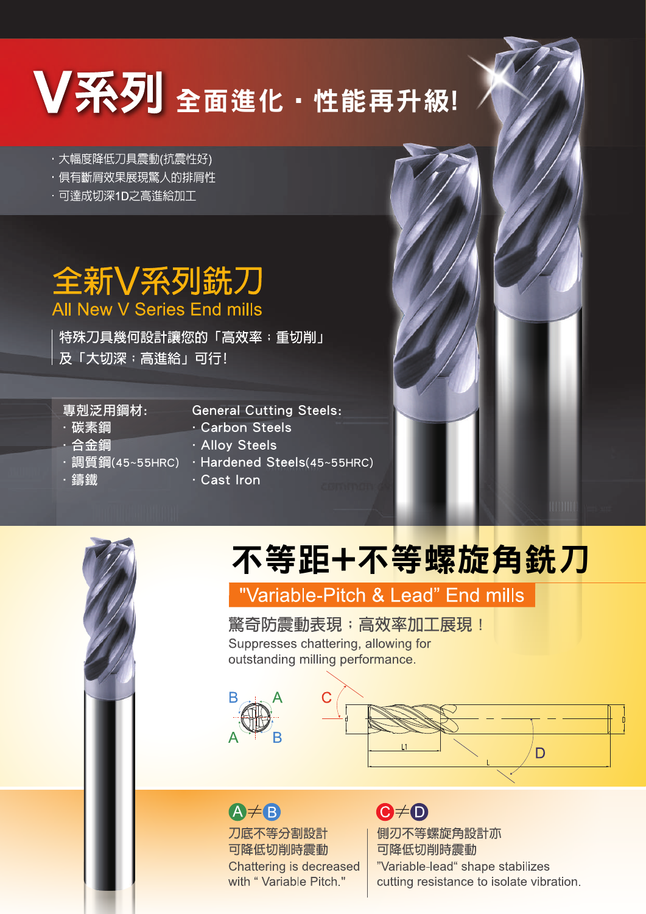# V系列 全面進化・性能再升級!

- 大幅度降低刀具震動(抗震性好)
- 俱有斷屑效果展現驚人的排屑性
- 可達成切深1D之高進給加工

## 全新V系列銑刀
## All New V Series End mills

特殊刀具幾何設計讓您的「高效率；重切削」
及「大切深；高進給」可行!

| 專剋泛用鋼材: | General Cutting Steels: |
| --- | --- |
| ・碳素鋼 | ・Carbon Steels |
| ・合金鋼 | ・Alloy Steels |
| ・調質鋼(45~55HRC) | ・Hardened Steels(45~55HRC) |
| ・鑄鐵 | ・Cast Iron |

## 不等距+不等螺旋角銑刀
### "Variable-Pitch & Lead" End mills

驚奇防震動表現；高效率加工展現！
Suppresses chattering, allowing for outstanding milling performance.

**A≠B**
刀底不等分割設計
可降低切削時震動
Chattering is decreased with " Variable Pitch."

**C≠D**
側刃不等螺旋角設計亦
可降低切削時震動
"Variable-lead" shape stabilizes cutting resistance to isolate vibration.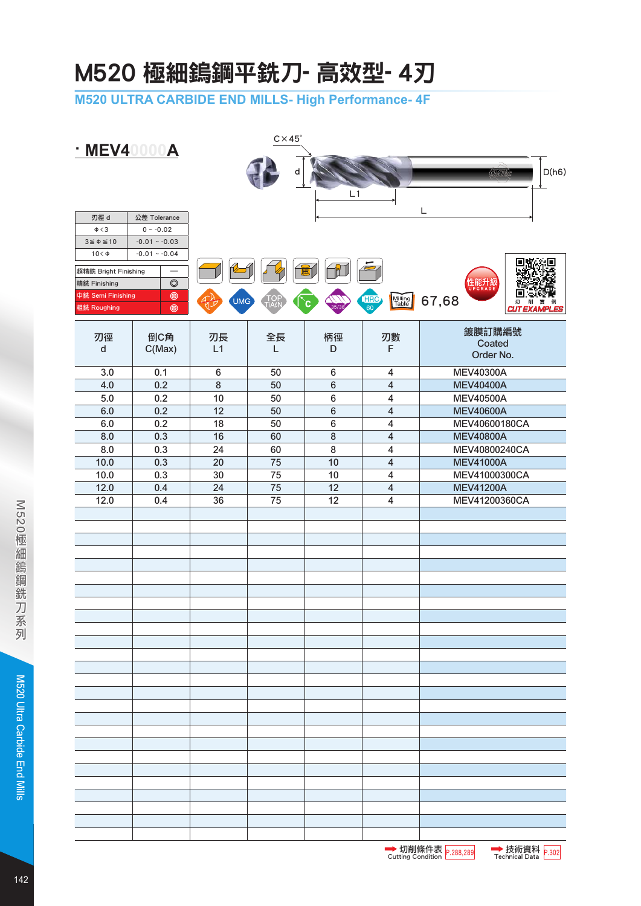# M520 極細鎢鋼平銑刀- 高效型- 4刃

## M520 ULTRA CARBIDE END MILLS- High Performance- 4F

**· MEV40000A**

C×45°

d

D(h6)

L1

L

| 刃徑 d | 公差 Tolerance |
|---|---|
| Φ<3 | 0 ~ -0.02 |
| 3≦Φ≦10 | -0.01 ~ -0.03 |
| 10<Φ | -0.01 ~ -0.04 |

| | |
|---|---|
| 超精銑 Bright Finishing | — |
| 精銑 Finishing | ◎ |
| 中銑 Semi Finishing | ◎ |
| 粗銑 Roughing | ◎ |

UMG TOP TiAlN 35/38 HRC 60 Milling Table 67,68

性能升級 UPGRADE

切削實例 CUT EXAMPLES

| 刃徑 d | 倒C角 C(Max) | 刃長 L1 | 全長 L | 柄徑 D | 刃數 F | 鍍膜訂購編號 Coated Order No. |
|---|---|---|---|---|---|---|
| 3.0 | 0.1 | 6 | 50 | 6 | 4 | MEV40300A |
| 4.0 | 0.2 | 8 | 50 | 6 | 4 | MEV40400A |
| 5.0 | 0.2 | 10 | 50 | 6 | 4 | MEV40500A |
| 6.0 | 0.2 | 12 | 50 | 6 | 4 | MEV40600A |
| 6.0 | 0.2 | 18 | 50 | 6 | 4 | MEV40600180CA |
| 8.0 | 0.3 | 16 | 60 | 8 | 4 | MEV40800A |
| 8.0 | 0.3 | 24 | 60 | 8 | 4 | MEV40800240CA |
| 10.0 | 0.3 | 20 | 75 | 10 | 4 | MEV41000A |
| 10.0 | 0.3 | 30 | 75 | 10 | 4 | MEV41000300CA |
| 12.0 | 0.4 | 24 | 75 | 12 | 4 | MEV41200A |
| 12.0 | 0.4 | 36 | 75 | 12 | 4 | MEV41200360CA |

➡ 切削條件表 Cutting Condition P.288,289 ➡ 技術資料 Technical Data P.302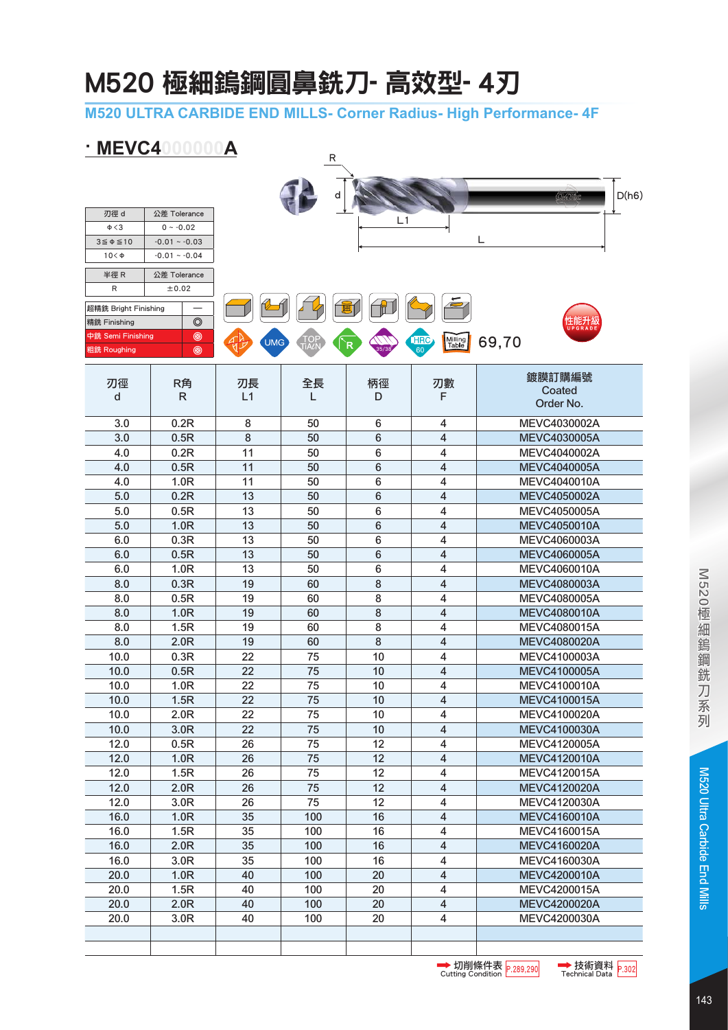# M520 極細鎢鋼圓鼻銑刀- 高效型- 4刃

## M520 ULTRA CARBIDE END MILLS- Corner Radius- High Performance- 4F

### · MEVC4000000A

| 刃徑 d | 公差 Tolerance |
|---|---|
| Φ<3 | 0 ~ -0.02 |
| 3≦Φ≦10 | -0.01 ~ -0.03 |
| 10<Φ | -0.01 ~ -0.04 |

| 半徑 R | 公差 Tolerance |
|---|---|
| R | ±0.02 |

| | |
|---|---|
| 超精銑 Bright Finishing | — |
| 精銑 Finishing | ◎ |
| 中銑 Semi Finishing | ◎ |
| 粗銑 Roughing | ◎ |

R d L1 L D(h6)

UMG TOP TIAℓN R 35/38 HRC 60 Milling Table 69,70

性能升級 UPGRADE

| 刃徑 d | R角 R | 刃長 L1 | 全長 L | 柄徑 D | 刃數 F | 鍍膜訂購編號 Coated Order No. |
|---|---|---|---|---|---|---|
| 3.0 | 0.2R | 8 | 50 | 6 | 4 | MEVC4030002A |
| 3.0 | 0.5R | 8 | 50 | 6 | 4 | MEVC4030005A |
| 4.0 | 0.2R | 11 | 50 | 6 | 4 | MEVC4040002A |
| 4.0 | 0.5R | 11 | 50 | 6 | 4 | MEVC4040005A |
| 4.0 | 1.0R | 11 | 50 | 6 | 4 | MEVC4040010A |
| 5.0 | 0.2R | 13 | 50 | 6 | 4 | MEVC4050002A |
| 5.0 | 0.5R | 13 | 50 | 6 | 4 | MEVC4050005A |
| 5.0 | 1.0R | 13 | 50 | 6 | 4 | MEVC4050010A |
| 6.0 | 0.3R | 13 | 50 | 6 | 4 | MEVC4060003A |
| 6.0 | 0.5R | 13 | 50 | 6 | 4 | MEVC4060005A |
| 6.0 | 1.0R | 13 | 50 | 6 | 4 | MEVC4060010A |
| 8.0 | 0.3R | 19 | 60 | 8 | 4 | MEVC4080003A |
| 8.0 | 0.5R | 19 | 60 | 8 | 4 | MEVC4080005A |
| 8.0 | 1.0R | 19 | 60 | 8 | 4 | MEVC4080010A |
| 8.0 | 1.5R | 19 | 60 | 8 | 4 | MEVC4080015A |
| 8.0 | 2.0R | 19 | 60 | 8 | 4 | MEVC4080020A |
| 10.0 | 0.3R | 22 | 75 | 10 | 4 | MEVC4100003A |
| 10.0 | 0.5R | 22 | 75 | 10 | 4 | MEVC4100005A |
| 10.0 | 1.0R | 22 | 75 | 10 | 4 | MEVC4100010A |
| 10.0 | 1.5R | 22 | 75 | 10 | 4 | MEVC4100015A |
| 10.0 | 2.0R | 22 | 75 | 10 | 4 | MEVC4100020A |
| 10.0 | 3.0R | 22 | 75 | 10 | 4 | MEVC4100030A |
| 12.0 | 0.5R | 26 | 75 | 12 | 4 | MEVC4120005A |
| 12.0 | 1.0R | 26 | 75 | 12 | 4 | MEVC4120010A |
| 12.0 | 1.5R | 26 | 75 | 12 | 4 | MEVC4120015A |
| 12.0 | 2.0R | 26 | 75 | 12 | 4 | MEVC4120020A |
| 12.0 | 3.0R | 26 | 75 | 12 | 4 | MEVC4120030A |
| 16.0 | 1.0R | 35 | 100 | 16 | 4 | MEVC4160010A |
| 16.0 | 1.5R | 35 | 100 | 16 | 4 | MEVC4160015A |
| 16.0 | 2.0R | 35 | 100 | 16 | 4 | MEVC4160020A |
| 16.0 | 3.0R | 35 | 100 | 16 | 4 | MEVC4160030A |
| 20.0 | 1.0R | 40 | 100 | 20 | 4 | MEVC4200010A |
| 20.0 | 1.5R | 40 | 100 | 20 | 4 | MEVC4200015A |
| 20.0 | 2.0R | 40 | 100 | 20 | 4 | MEVC4200020A |
| 20.0 | 3.0R | 40 | 100 | 20 | 4 | MEVC4200030A |

➡ 切削條件表 Cutting Condition P.289,290　➡ 技術資料 Technical Data P.302

M520極細鎢鋼銑刀系列　M520 Ultra Carbide End Mills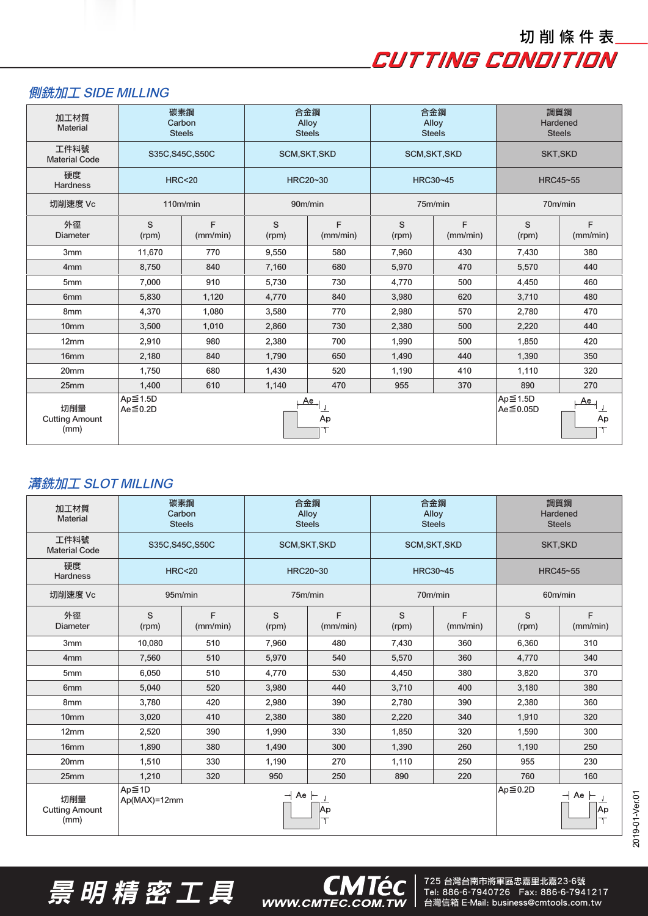# 切削條件表

# CUTTING CONDITION

## 側銑加工 SIDE MILLING

| 加工材質 Material | 碳素鋼 Carbon Steels | | 合金鋼 Alloy Steels | | 合金鋼 Alloy Steels | | 調質鋼 Hardened Steels | |
|---|---|---|---|---|---|---|---|---|
| 工件料號 Material Code | S35C,S45C,S50C | | SCM,SKT,SKD | | SCM,SKT,SKD | | SKT,SKD | |
| 硬度 Hardness | HRC<20 | | HRC20~30 | | HRC30~45 | | HRC45~55 | |
| 切削速度 Vc | 110m/min | | 90m/min | | 75m/min | | 70m/min | |
| 外徑 Diameter | S (rpm) | F (mm/min) | S (rpm) | F (mm/min) | S (rpm) | F (mm/min) | S (rpm) | F (mm/min) |
| 3mm | 11,670 | 770 | 9,550 | 580 | 7,960 | 430 | 7,430 | 380 |
| 4mm | 8,750 | 840 | 7,160 | 680 | 5,970 | 470 | 5,570 | 440 |
| 5mm | 7,000 | 910 | 5,730 | 730 | 4,770 | 500 | 4,450 | 460 |
| 6mm | 5,830 | 1,120 | 4,770 | 840 | 3,980 | 620 | 3,710 | 480 |
| 8mm | 4,370 | 1,080 | 3,580 | 770 | 2,980 | 570 | 2,780 | 470 |
| 10mm | 3,500 | 1,010 | 2,860 | 730 | 2,380 | 500 | 2,220 | 440 |
| 12mm | 2,910 | 980 | 2,380 | 700 | 1,990 | 500 | 1,850 | 420 |
| 16mm | 2,180 | 840 | 1,790 | 650 | 1,490 | 440 | 1,390 | 350 |
| 20mm | 1,750 | 680 | 1,430 | 520 | 1,190 | 410 | 1,110 | 320 |
| 25mm | 1,400 | 610 | 1,140 | 470 | 955 | 370 | 890 | 270 |
| 切削量 Cutting Amount (mm) | Ap≦1.5D Ae≦0.2D (Ae, Ap) | | | | | | Ap≦1.5D Ae≦0.05D (Ae, Ap) | |

## 溝銑加工 SLOT MILLING

| 加工材質 Material | 碳素鋼 Carbon Steels | | 合金鋼 Alloy Steels | | 合金鋼 Alloy Steels | | 調質鋼 Hardened Steels | |
|---|---|---|---|---|---|---|---|---|
| 工件料號 Material Code | S35C,S45C,S50C | | SCM,SKT,SKD | | SCM,SKT,SKD | | SKT,SKD | |
| 硬度 Hardness | HRC<20 | | HRC20~30 | | HRC30~45 | | HRC45~55 | |
| 切削速度 Vc | 95m/min | | 75m/min | | 70m/min | | 60m/min | |
| 外徑 Diameter | S (rpm) | F (mm/min) | S (rpm) | F (mm/min) | S (rpm) | F (mm/min) | S (rpm) | F (mm/min) |
| 3mm | 10,080 | 510 | 7,960 | 480 | 7,430 | 360 | 6,360 | 310 |
| 4mm | 7,560 | 510 | 5,970 | 540 | 5,570 | 360 | 4,770 | 340 |
| 5mm | 6,050 | 510 | 4,770 | 530 | 4,450 | 380 | 3,820 | 370 |
| 6mm | 5,040 | 520 | 3,980 | 440 | 3,710 | 400 | 3,180 | 380 |
| 8mm | 3,780 | 420 | 2,980 | 390 | 2,780 | 390 | 2,380 | 360 |
| 10mm | 3,020 | 410 | 2,380 | 380 | 2,220 | 340 | 1,910 | 320 |
| 12mm | 2,520 | 390 | 1,990 | 330 | 1,850 | 320 | 1,590 | 300 |
| 16mm | 1,890 | 380 | 1,490 | 300 | 1,390 | 260 | 1,190 | 250 |
| 20mm | 1,510 | 330 | 1,190 | 270 | 1,110 | 250 | 955 | 230 |
| 25mm | 1,210 | 320 | 950 | 250 | 890 | 220 | 760 | 160 |
| 切削量 Cutting Amount (mm) | Ap≦1D Ap(MAX)=12mm (Ae, Ap) | | | | | | Ap≦0.2D (Ae, Ap) | |

2019-01-Ver.01

景明精密工具 CMTec WWW.CMTEC.COM.TW

725 台灣台南市將軍區忠嘉里北嘉23-6號
Tel: 886-6-7940726 Fax: 886-6-7941217
台灣信箱 E-Mail: business@cmtools.com.tw